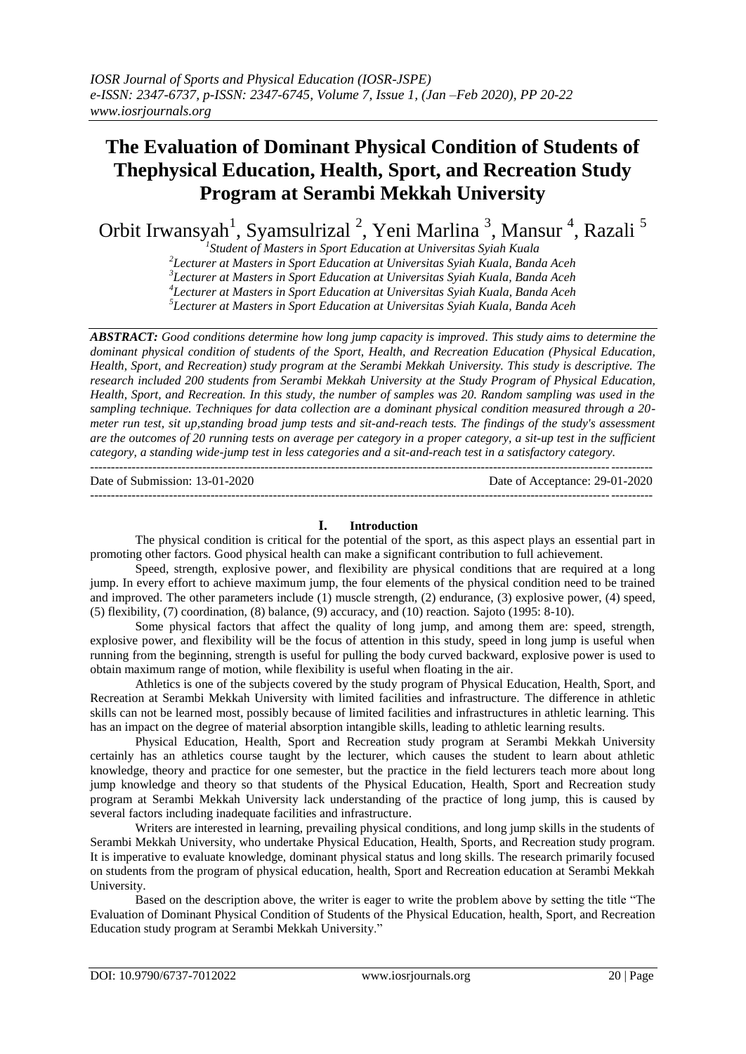# The Evaluation of Dominant Physical Condition of Students of Thephysical Education, Health, Sport, and Recreation Study Program at Serambi Mekkah University

Orbit Irwansyah[1], Syamsulrizal [2], Yeni Marlina [3], Mansur [4], Razali [5]

[1]Student of Masters in Sport Education at Universitas Syiah Kuala
[2]Lecturer at Masters in Sport Education at Universitas Syiah Kuala, Banda Aceh
[3]Lecturer at Masters in Sport Education at Universitas Syiah Kuala, Banda Aceh
[4]Lecturer at Masters in Sport Education at Universitas Syiah Kuala, Banda Aceh
[5]Lecturer at Masters in Sport Education at Universitas Syiah Kuala, Banda Aceh

***ABSTRACT:*** *Good conditions determine how long jump capacity is improved. This study aims to determine the dominant physical condition of students of the Sport, Health, and Recreation Education (Physical Education, Health, Sport, and Recreation) study program at the Serambi Mekkah University. This study is descriptive. The research included 200 students from Serambi Mekkah University at the Study Program of Physical Education, Health, Sport, and Recreation. In this study, the number of samples was 20. Random sampling was used in the sampling technique. Techniques for data collection are a dominant physical condition measured through a 20-meter run test, sit up,standing broad jump tests and sit-and-reach tests. The findings of the study's assessment are the outcomes of 20 running tests on average per category in a proper category, a sit-up test in the sufficient category, a standing wide-jump test in less categories and a sit-and-reach test in a satisfactory category.*

---

Date of Submission: 13-01-2020 Date of Acceptance: 29-01-2020

---

## I. Introduction

The physical condition is critical for the potential of the sport, as this aspect plays an essential part in promoting other factors. Good physical health can make a significant contribution to full achievement.

Speed, strength, explosive power, and flexibility are physical conditions that are required at a long jump. In every effort to achieve maximum jump, the four elements of the physical condition need to be trained and improved. The other parameters include (1) muscle strength, (2) endurance, (3) explosive power, (4) speed, (5) flexibility, (7) coordination, (8) balance, (9) accuracy, and (10) reaction. Sajoto (1995: 8-10).

Some physical factors that affect the quality of long jump, and among them are: speed, strength, explosive power, and flexibility will be the focus of attention in this study, speed in long jump is useful when running from the beginning, strength is useful for pulling the body curved backward, explosive power is used to obtain maximum range of motion, while flexibility is useful when floating in the air.

Athletics is one of the subjects covered by the study program of Physical Education, Health, Sport, and Recreation at Serambi Mekkah University with limited facilities and infrastructure. The difference in athletic skills can not be learned most, possibly because of limited facilities and infrastructures in athletic learning. This has an impact on the degree of material absorption intangible skills, leading to athletic learning results.

Physical Education, Health, Sport and Recreation study program at Serambi Mekkah University certainly has an athletics course taught by the lecturer, which causes the student to learn about athletic knowledge, theory and practice for one semester, but the practice in the field lecturers teach more about long jump knowledge and theory so that students of the Physical Education, Health, Sport and Recreation study program at Serambi Mekkah University lack understanding of the practice of long jump, this is caused by several factors including inadequate facilities and infrastructure.

Writers are interested in learning, prevailing physical conditions, and long jump skills in the students of Serambi Mekkah University, who undertake Physical Education, Health, Sports, and Recreation study program. It is imperative to evaluate knowledge, dominant physical status and long skills. The research primarily focused on students from the program of physical education, health, Sport and Recreation education at Serambi Mekkah University.

Based on the description above, the writer is eager to write the problem above by setting the title "The Evaluation of Dominant Physical Condition of Students of the Physical Education, health, Sport, and Recreation Education study program at Serambi Mekkah University."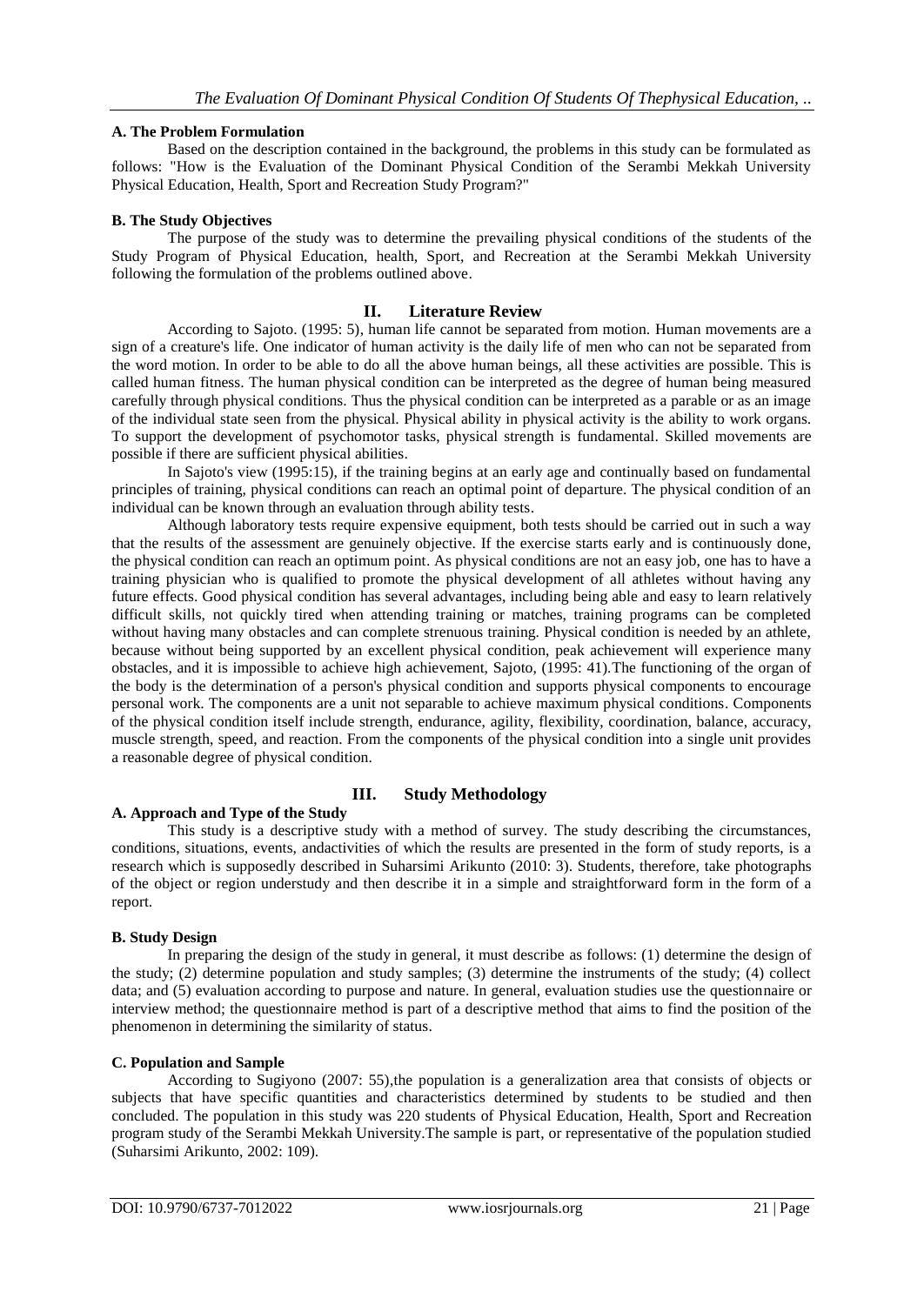### A. The Problem Formulation

Based on the description contained in the background, the problems in this study can be formulated as follows: "How is the Evaluation of the Dominant Physical Condition of the Serambi Mekkah University Physical Education, Health, Sport and Recreation Study Program?"

### B. The Study Objectives

The purpose of the study was to determine the prevailing physical conditions of the students of the Study Program of Physical Education, health, Sport, and Recreation at the Serambi Mekkah University following the formulation of the problems outlined above.

## II. Literature Review

According to Sajoto. (1995: 5), human life cannot be separated from motion. Human movements are a sign of a creature's life. One indicator of human activity is the daily life of men who can not be separated from the word motion. In order to be able to do all the above human beings, all these activities are possible. This is called human fitness. The human physical condition can be interpreted as the degree of human being measured carefully through physical conditions. Thus the physical condition can be interpreted as a parable or as an image of the individual state seen from the physical. Physical ability in physical activity is the ability to work organs. To support the development of psychomotor tasks, physical strength is fundamental. Skilled movements are possible if there are sufficient physical abilities.

In Sajoto's view (1995:15), if the training begins at an early age and continually based on fundamental principles of training, physical conditions can reach an optimal point of departure. The physical condition of an individual can be known through an evaluation through ability tests.

Although laboratory tests require expensive equipment, both tests should be carried out in such a way that the results of the assessment are genuinely objective. If the exercise starts early and is continuously done, the physical condition can reach an optimum point. As physical conditions are not an easy job, one has to have a training physician who is qualified to promote the physical development of all athletes without having any future effects. Good physical condition has several advantages, including being able and easy to learn relatively difficult skills, not quickly tired when attending training or matches, training programs can be completed without having many obstacles and can complete strenuous training. Physical condition is needed by an athlete, because without being supported by an excellent physical condition, peak achievement will experience many obstacles, and it is impossible to achieve high achievement, Sajoto, (1995: 41).The functioning of the organ of the body is the determination of a person's physical condition and supports physical components to encourage personal work. The components are a unit not separable to achieve maximum physical conditions. Components of the physical condition itself include strength, endurance, agility, flexibility, coordination, balance, accuracy, muscle strength, speed, and reaction. From the components of the physical condition into a single unit provides a reasonable degree of physical condition.

## III. Study Methodology

### A. Approach and Type of the Study

This study is a descriptive study with a method of survey. The study describing the circumstances, conditions, situations, events, andactivities of which the results are presented in the form of study reports, is a research which is supposedly described in Suharsimi Arikunto (2010: 3). Students, therefore, take photographs of the object or region understudy and then describe it in a simple and straightforward form in the form of a report.

### B. Study Design

In preparing the design of the study in general, it must describe as follows: (1) determine the design of the study; (2) determine population and study samples; (3) determine the instruments of the study; (4) collect data; and (5) evaluation according to purpose and nature. In general, evaluation studies use the questionnaire or interview method; the questionnaire method is part of a descriptive method that aims to find the position of the phenomenon in determining the similarity of status.

### C. Population and Sample

According to Sugiyono (2007: 55),the population is a generalization area that consists of objects or subjects that have specific quantities and characteristics determined by students to be studied and then concluded. The population in this study was 220 students of Physical Education, Health, Sport and Recreation program study of the Serambi Mekkah University.The sample is part, or representative of the population studied (Suharsimi Arikunto, 2002: 109).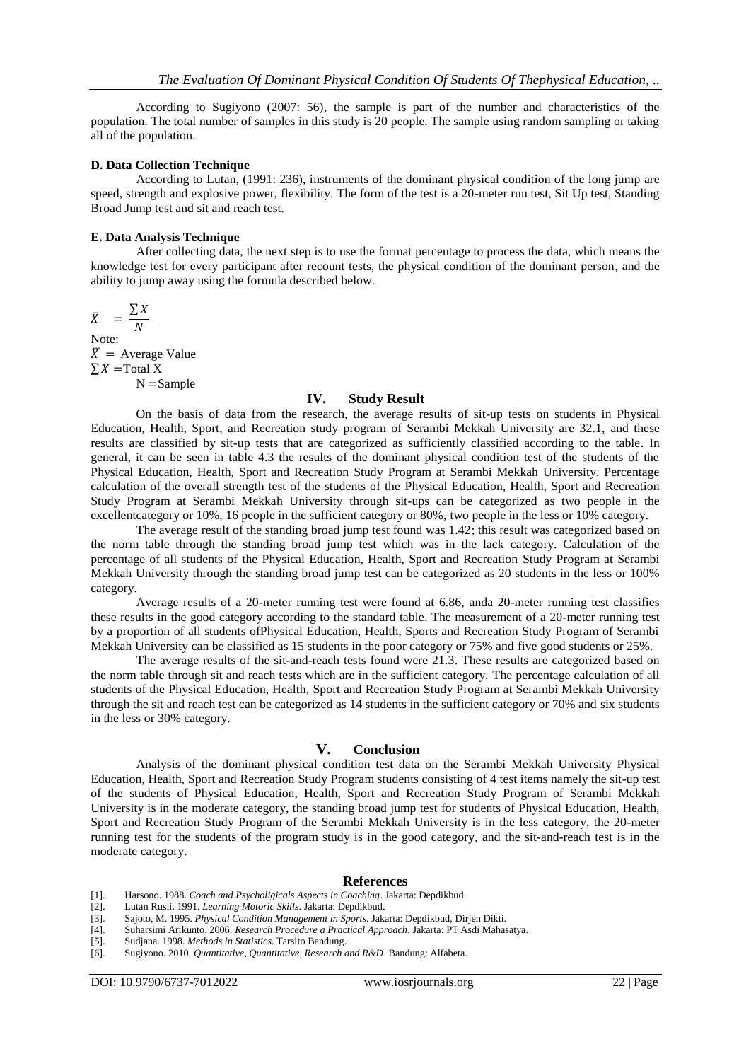According to Sugiyono (2007: 56), the sample is part of the number and characteristics of the population. The total number of samples in this study is 20 people. The sample using random sampling or taking all of the population.

**D. Data Collection Technique**

According to Lutan, (1991: 236), instruments of the dominant physical condition of the long jump are speed, strength and explosive power, flexibility. The form of the test is a 20-meter run test, Sit Up test, Standing Broad Jump test and sit and reach test.

**E. Data Analysis Technique**

After collecting data, the next step is to use the format percentage to process the data, which means the knowledge test for every participant after recount tests, the physical condition of the dominant person, and the ability to jump away using the formula described below.

$$\bar{X} = \frac{\sum X}{N}$$

Note:
$\bar{X}$ = Average Value
$\sum X$ = Total X
N = Sample

## IV. Study Result

On the basis of data from the research, the average results of sit-up tests on students in Physical Education, Health, Sport, and Recreation study program of Serambi Mekkah University are 32.1, and these results are classified by sit-up tests that are categorized as sufficiently classified according to the table. In general, it can be seen in table 4.3 the results of the dominant physical condition test of the students of the Physical Education, Health, Sport and Recreation Study Program at Serambi Mekkah University. Percentage calculation of the overall strength test of the students of the Physical Education, Health, Sport and Recreation Study Program at Serambi Mekkah University through sit-ups can be categorized as two people in the excellentcategory or 10%, 16 people in the sufficient category or 80%, two people in the less or 10% category.

The average result of the standing broad jump test found was 1.42; this result was categorized based on the norm table through the standing broad jump test which was in the lack category. Calculation of the percentage of all students of the Physical Education, Health, Sport and Recreation Study Program at Serambi Mekkah University through the standing broad jump test can be categorized as 20 students in the less or 100% category.

Average results of a 20-meter running test were found at 6.86, anda 20-meter running test classifies these results in the good category according to the standard table. The measurement of a 20-meter running test by a proportion of all students ofPhysical Education, Health, Sports and Recreation Study Program of Serambi Mekkah University can be classified as 15 students in the poor category or 75% and five good students or 25%.

The average results of the sit-and-reach tests found were 21.3. These results are categorized based on the norm table through sit and reach tests which are in the sufficient category. The percentage calculation of all students of the Physical Education, Health, Sport and Recreation Study Program at Serambi Mekkah University through the sit and reach test can be categorized as 14 students in the sufficient category or 70% and six students in the less or 30% category.

## V. Conclusion

Analysis of the dominant physical condition test data on the Serambi Mekkah University Physical Education, Health, Sport and Recreation Study Program students consisting of 4 test items namely the sit-up test of the students of Physical Education, Health, Sport and Recreation Study Program of Serambi Mekkah University is in the moderate category, the standing broad jump test for students of Physical Education, Health, Sport and Recreation Study Program of the Serambi Mekkah University is in the less category, the 20-meter running test for the students of the program study is in the good category, and the sit-and-reach test is in the moderate category.

## References

[1]. Harsono. 1988. *Coach and Psycholigicals Aspects in Coaching*. Jakarta: Depdikbud.
[2]. Lutan Rusli. 1991. *Learning Motoric Skills*. Jakarta: Depdikbud.
[3]. Sajoto, M. 1995. *Physical Condition Management in Sports*. Jakarta: Depdikbud, Dirjen Dikti.
[4]. Suharsimi Arikunto. 2006. *Research Procedure a Practical Approach*. Jakarta: PT Asdi Mahasatya.
[5]. Sudjana. 1998. *Methods in Statistics*. Tarsito Bandung.
[6]. Sugiyono. 2010. *Quantitative, Quantitative, Research and R&D*. Bandung: Alfabeta.